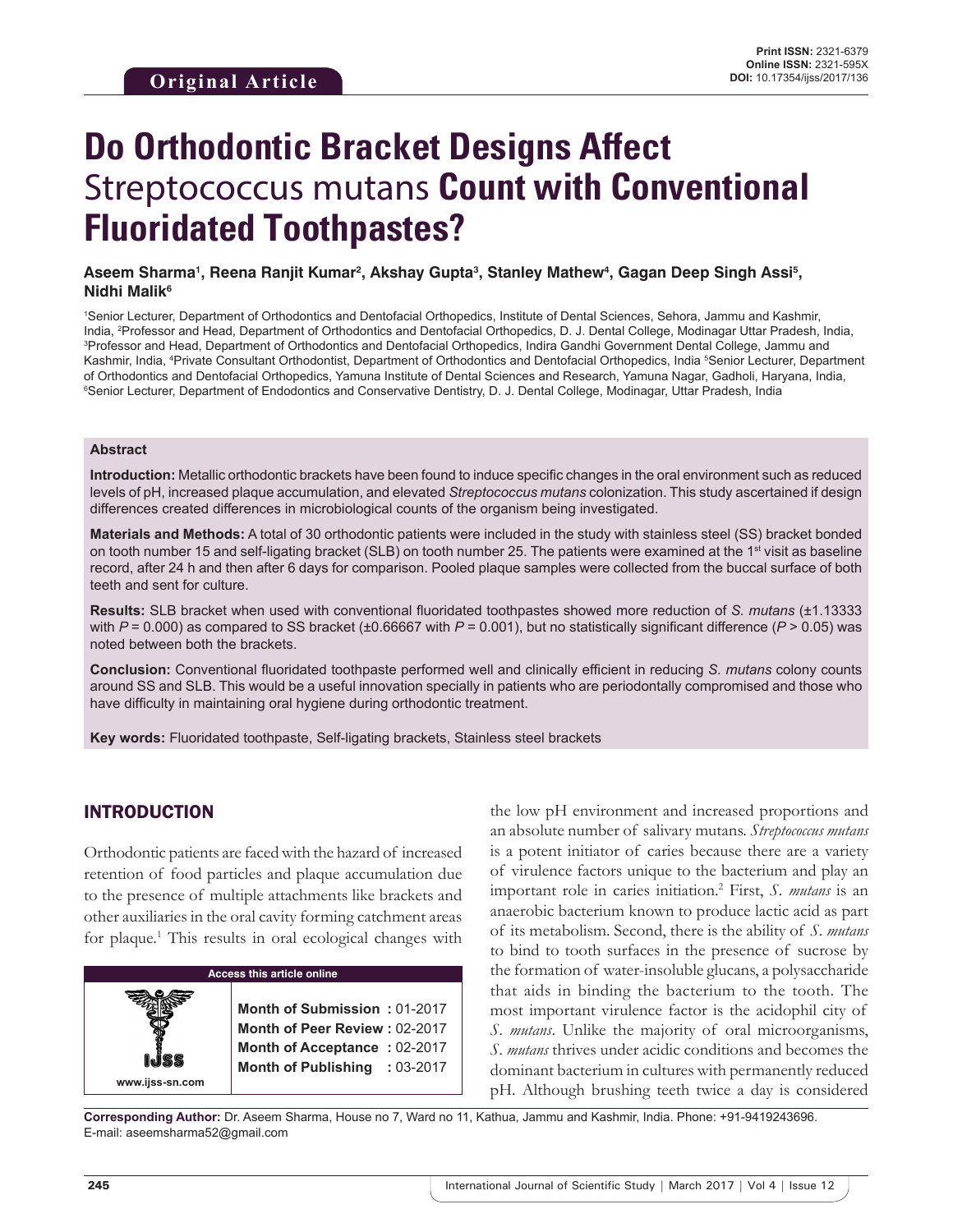Original Article

**Print ISSN:** 2321-6379
**Online ISSN:** 2321-595X
**DOI:** 10.17354/ijss/2017/136

# Do Orthodontic Bracket Designs Affect *Streptococcus mutans* Count with Conventional Fluoridated Toothpastes?

**Aseem Sharma[1], Reena Ranjit Kumar[2], Akshay Gupta[3], Stanley Mathew[4], Gagan Deep Singh Assi[5], Nidhi Malik[6]**

[1]Senior Lecturer, Department of Orthodontics and Dentofacial Orthopedics, Institute of Dental Sciences, Sehora, Jammu and Kashmir, India, [2]Professor and Head, Department of Orthodontics and Dentofacial Orthopedics, D. J. Dental College, Modinagar Uttar Pradesh, India, [3]Professor and Head, Department of Orthodontics and Dentofacial Orthopedics, Indira Gandhi Government Dental College, Jammu and Kashmir, India, [4]Private Consultant Orthodontist, Department of Orthodontics and Dentofacial Orthopedics, India [5]Senior Lecturer, Department of Orthodontics and Dentofacial Orthopedics, Yamuna Institute of Dental Sciences and Research, Yamuna Nagar, Gadholi, Haryana, India, [6]Senior Lecturer, Department of Endodontics and Conservative Dentistry, D. J. Dental College, Modinagar, Uttar Pradesh, India

### Abstract

**Introduction:** Metallic orthodontic brackets have been found to induce specific changes in the oral environment such as reduced levels of pH, increased plaque accumulation, and elevated *Streptococcus mutans* colonization. This study ascertained if design differences created differences in microbiological counts of the organism being investigated.

**Materials and Methods:** A total of 30 orthodontic patients were included in the study with stainless steel (SS) bracket bonded on tooth number 15 and self-ligating bracket (SLB) on tooth number 25. The patients were examined at the 1st visit as baseline record, after 24 h and then after 6 days for comparison. Pooled plaque samples were collected from the buccal surface of both teeth and sent for culture.

**Results:** SLB bracket when used with conventional fluoridated toothpastes showed more reduction of *S. mutans* (±1.13333 with $P = 0.000$) as compared to SS bracket (±0.66667 with $P = 0.001$), but no statistically significant difference ($P > 0.05$) was noted between both the brackets.

**Conclusion:** Conventional fluoridated toothpaste performed well and clinically efficient in reducing *S. mutans* colony counts around SS and SLB. This would be a useful innovation specially in patients who are periodontally compromised and those who have difficulty in maintaining oral hygiene during orthodontic treatment.

**Key words:** Fluoridated toothpaste, Self-ligating brackets, Stainless steel brackets

## INTRODUCTION

Orthodontic patients are faced with the hazard of increased retention of food particles and plaque accumulation due to the presence of multiple attachments like brackets and other auxiliaries in the oral cavity forming catchment areas for plaque.[1] This results in oral ecological changes with the low pH environment and increased proportions and an absolute number of salivary mutans. *Streptococcus mutans* is a potent initiator of caries because there are a variety of virulence factors unique to the bacterium and play an important role in caries initiation.[2] First, *S. mutans* is an anaerobic bacterium known to produce lactic acid as part of its metabolism. Second, there is the ability of *S. mutans* to bind to tooth surfaces in the presence of sucrose by the formation of water-insoluble glucans, a polysaccharide that aids in binding the bacterium to the tooth. The most important virulence factor is the acidophil city of *S. mutans*. Unlike the majority of oral microorganisms, *S. mutans* thrives under acidic conditions and becomes the dominant bacterium in cultures with permanently reduced pH. Although brushing teeth twice a day is considered

| Access this article online | |
|---|---|
| www.ijss-sn.com | **Month of Submission :** 01-2017<br>**Month of Peer Review :** 02-2017<br>**Month of Acceptance :** 02-2017<br>**Month of Publishing :** 03-2017 |

**Corresponding Author:** Dr. Aseem Sharma, House no 7, Ward no 11, Kathua, Jammu and Kashmir, India. Phone: +91-9419243696. E-mail: aseemsharma52@gmail.com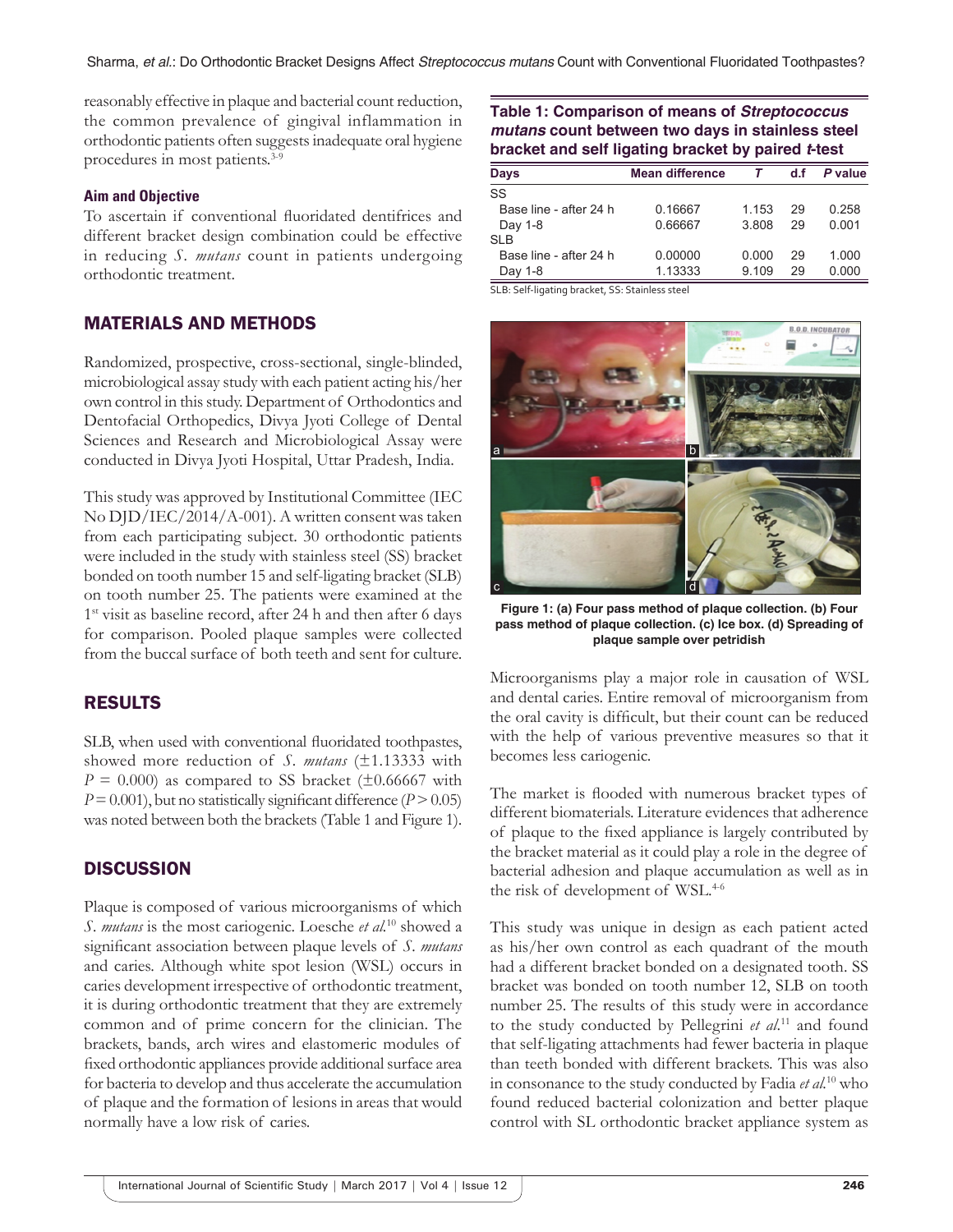reasonably effective in plaque and bacterial count reduction, the common prevalence of gingival inflammation in orthodontic patients often suggests inadequate oral hygiene procedures in most patients.[3-9]

### Aim and Objective

To ascertain if conventional fluoridated dentifrices and different bracket design combination could be effective in reducing *S. mutans* count in patients undergoing orthodontic treatment.

## MATERIALS AND METHODS

Randomized, prospective, cross-sectional, single-blinded, microbiological assay study with each patient acting his/her own control in this study. Department of Orthodontics and Dentofacial Orthopedics, Divya Jyoti College of Dental Sciences and Research and Microbiological Assay were conducted in Divya Jyoti Hospital, Uttar Pradesh, India.

This study was approved by Institutional Committee (IEC No DJD/IEC/2014/A-001). A written consent was taken from each participating subject. 30 orthodontic patients were included in the study with stainless steel (SS) bracket bonded on tooth number 15 and self-ligating bracket (SLB) on tooth number 25. The patients were examined at the 1st visit as baseline record, after 24 h and then after 6 days for comparison. Pooled plaque samples were collected from the buccal surface of both teeth and sent for culture.

## RESULTS

SLB, when used with conventional fluoridated toothpastes, showed more reduction of *S. mutans* (±1.13333 with $P = 0.000$) as compared to SS bracket (±0.66667 with $P = 0.001$), but no statistically significant difference ($P > 0.05$) was noted between both the brackets (Table 1 and Figure 1).

**Table 1: Comparison of means of *Streptococcus mutans* count between two days in stainless steel bracket and self ligating bracket by paired *t*-test**

| Days | Mean difference | *T* | d.f | *P* value |
|---|---|---|---|---|
| SS | | | | |
| Base line - after 24 h | 0.16667 | 1.153 | 29 | 0.258 |
| Day 1-8 | 0.66667 | 3.808 | 29 | 0.001 |
| SLB | | | | |
| Base line - after 24 h | 0.00000 | 0.000 | 29 | 1.000 |
| Day 1-8 | 1.13333 | 9.109 | 29 | 0.000 |

SLB: Self-ligating bracket, SS: Stainless steel

**Figure 1: (a) Four pass method of plaque collection. (b) Four pass method of plaque collection. (c) Ice box. (d) Spreading of plaque sample over petridish**

## DISCUSSION

Plaque is composed of various microorganisms of which *S. mutans* is the most cariogenic. Loesche *et al.*[10] showed a significant association between plaque levels of *S. mutans* and caries. Although white spot lesion (WSL) occurs in caries development irrespective of orthodontic treatment, it is during orthodontic treatment that they are extremely common and of prime concern for the clinician. The brackets, bands, arch wires and elastomeric modules of fixed orthodontic appliances provide additional surface area for bacteria to develop and thus accelerate the accumulation of plaque and the formation of lesions in areas that would normally have a low risk of caries.

Microorganisms play a major role in causation of WSL and dental caries. Entire removal of microorganism from the oral cavity is difficult, but their count can be reduced with the help of various preventive measures so that it becomes less cariogenic.

The market is flooded with numerous bracket types of different biomaterials. Literature evidences that adherence of plaque to the fixed appliance is largely contributed by the bracket material as it could play a role in the degree of bacterial adhesion and plaque accumulation as well as in the risk of development of WSL.[4-6]

This study was unique in design as each patient acted as his/her own control as each quadrant of the mouth had a different bracket bonded on a designated tooth. SS bracket was bonded on tooth number 12, SLB on tooth number 25. The results of this study were in accordance to the study conducted by Pellegrini *et al.*[11] and found that self-ligating attachments had fewer bacteria in plaque than teeth bonded with different brackets. This was also in consonance to the study conducted by Fadia *et al.*[10] who found reduced bacterial colonization and better plaque control with SL orthodontic bracket appliance system as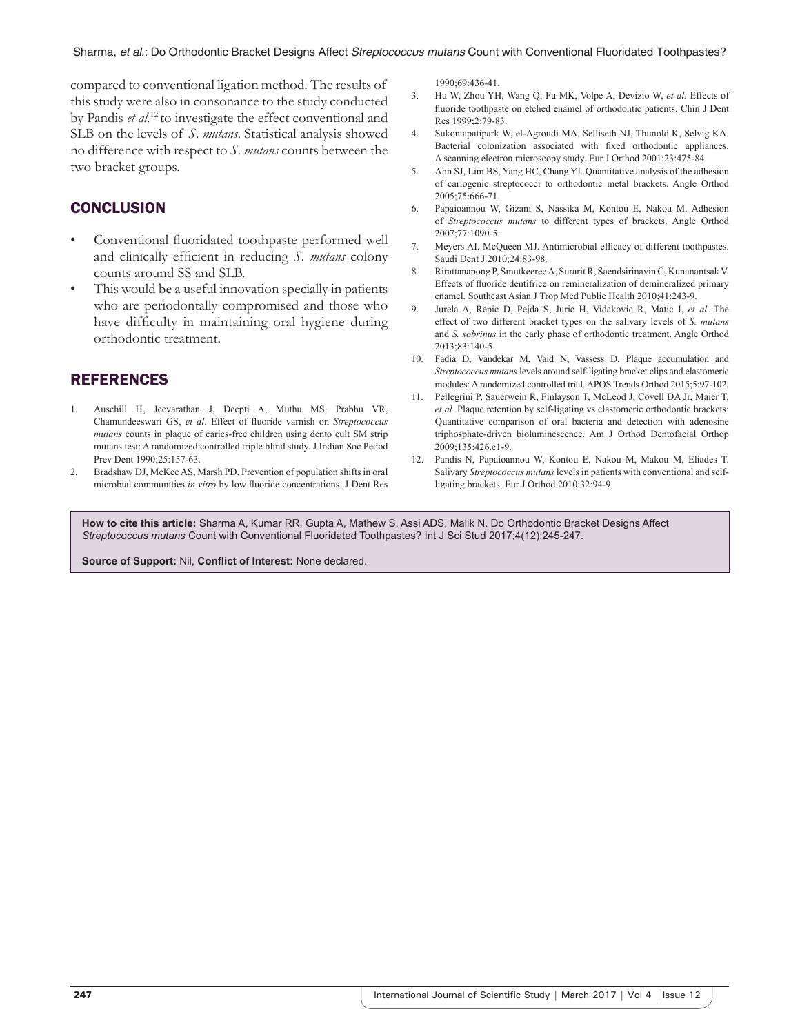compared to conventional ligation method. The results of this study were also in consonance to the study conducted by Pandis *et al.*[12] to investigate the effect conventional and SLB on the levels of *S. mutans*. Statistical analysis showed no difference with respect to *S. mutans* counts between the two bracket groups.

## CONCLUSION

- Conventional fluoridated toothpaste performed well and clinically efficient in reducing *S. mutans* colony counts around SS and SLB.
- This would be a useful innovation specially in patients who are periodontally compromised and those who have difficulty in maintaining oral hygiene during orthodontic treatment.

## REFERENCES

1. Auschill H, Jeevarathan J, Deepti A, Muthu MS, Prabhu VR, Chamundeeswari GS, *et al*. Effect of fluoride varnish on *Streptococcus mutans* counts in plaque of caries-free children using dento cult SM strip mutans test: A randomized controlled triple blind study. J Indian Soc Pedod Prev Dent 1990;25:157-63.
2. Bradshaw DJ, McKee AS, Marsh PD. Prevention of population shifts in oral microbial communities *in vitro* by low fluoride concentrations. J Dent Res 1990;69:436-41.
3. Hu W, Zhou YH, Wang Q, Fu MK, Volpe A, Devizio W, *et al.* Effects of fluoride toothpaste on etched enamel of orthodontic patients. Chin J Dent Res 1999;2:79-83.
4. Sukontapatipark W, el-Agroudi MA, Selliseth NJ, Thunold K, Selvig KA. Bacterial colonization associated with fixed orthodontic appliances. A scanning electron microscopy study. Eur J Orthod 2001;23:475-84.
5. Ahn SJ, Lim BS, Yang HC, Chang YI. Quantitative analysis of the adhesion of cariogenic streptococci to orthodontic metal brackets. Angle Orthod 2005;75:666-71.
6. Papaioannou W, Gizani S, Nassika M, Kontou E, Nakou M. Adhesion of *Streptococcus mutans* to different types of brackets. Angle Orthod 2007;77:1090-5.
7. Meyers AI, McQueen MJ. Antimicrobial efficacy of different toothpastes. Saudi Dent J 2010;24:83-98.
8. Rirattanapong P, Smutkeeree A, Surarit R, Saendsirinavin C, Kunanantsak V. Effects of fluoride dentifrice on remineralization of demineralized primary enamel. Southeast Asian J Trop Med Public Health 2010;41:243-9.
9. Jurela A, Repic D, Pejda S, Juric H, Vidakovic R, Matic I, *et al.* The effect of two different bracket types on the salivary levels of *S. mutans* and *S. sobrinus* in the early phase of orthodontic treatment. Angle Orthod 2013;83:140-5.
10. Fadia D, Vandekar M, Vaid N, Vassess D. Plaque accumulation and *Streptococcus mutans* levels around self-ligating bracket clips and elastomeric modules: A randomized controlled trial. APOS Trends Orthod 2015;5:97-102.
11. Pellegrini P, Sauerwein R, Finlayson T, McLeod J, Covell DA Jr, Maier T, *et al.* Plaque retention by self-ligating vs elastomeric orthodontic brackets: Quantitative comparison of oral bacteria and detection with adenosine triphosphate-driven bioluminescence. Am J Orthod Dentofacial Orthop 2009;135:426.e1-9.
12. Pandis N, Papaioannou W, Kontou E, Nakou M, Makou M, Eliades T. Salivary *Streptococcus mutans* levels in patients with conventional and self-ligating brackets. Eur J Orthod 2010;32:94-9.

**How to cite this article:** Sharma A, Kumar RR, Gupta A, Mathew S, Assi ADS, Malik N. Do Orthodontic Bracket Designs Affect *Streptococcus mutans* Count with Conventional Fluoridated Toothpastes? Int J Sci Stud 2017;4(12):245-247.

**Source of Support:** Nil, **Conflict of Interest:** None declared.